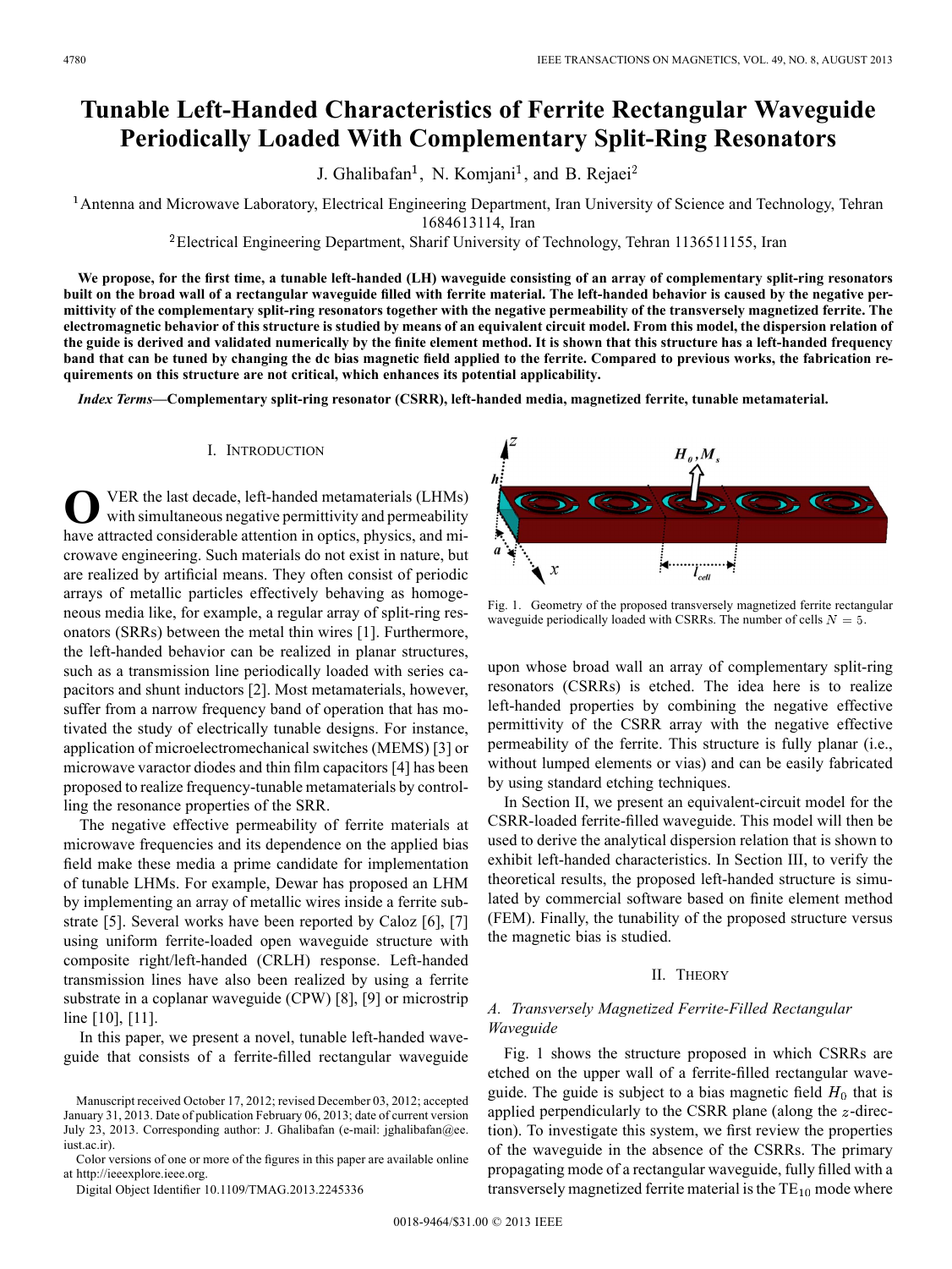# Tunable Left-Handed Characteristics of Ferrite Rectangular Waveguide Periodically Loaded With Complementary Split-Ring Resonators

J. Ghalibafan[1], N. Komjani[1], and B. Rejaei[2]

[1]Antenna and Microwave Laboratory, Electrical Engineering Department, Iran University of Science and Technology, Tehran 1684613114, Iran

[2]Electrical Engineering Department, Sharif University of Technology, Tehran 1136511155, Iran

**We propose, for the first time, a tunable left-handed (LH) waveguide consisting of an array of complementary split-ring resonators built on the broad wall of a rectangular waveguide filled with ferrite material. The left-handed behavior is caused by the negative permittivity of the complementary split-ring resonators together with the negative permeability of the transversely magnetized ferrite. The electromagnetic behavior of this structure is studied by means of an equivalent circuit model. From this model, the dispersion relation of the guide is derived and validated numerically by the finite element method. It is shown that this structure has a left-handed frequency band that can be tuned by changing the dc bias magnetic field applied to the ferrite. Compared to previous works, the fabrication requirements on this structure are not critical, which enhances its potential applicability.**

***Index Terms*—Complementary split-ring resonator (CSRR), left-handed media, magnetized ferrite, tunable metamaterial.**

## I. Introduction

Over the last decade, left-handed metamaterials (LHMs) with simultaneous negative permittivity and permeability have attracted considerable attention in optics, physics, and microwave engineering. Such materials do not exist in nature, but are realized by artificial means. They often consist of periodic arrays of metallic particles effectively behaving as homogeneous media like, for example, a regular array of split-ring resonators (SRRs) between the metal thin wires [1]. Furthermore, the left-handed behavior can be realized in planar structures, such as a transmission line periodically loaded with series capacitors and shunt inductors [2]. Most metamaterials, however, suffer from a narrow frequency band of operation that has motivated the study of electrically tunable designs. For instance, application of microelectromechanical switches (MEMS) [3] or microwave varactor diodes and thin film capacitors [4] has been proposed to realize frequency-tunable metamaterials by controlling the resonance properties of the SRR.

The negative effective permeability of ferrite materials at microwave frequencies and its dependence on the applied bias field make these media a prime candidate for implementation of tunable LHMs. For example, Dewar has proposed an LHM by implementing an array of metallic wires inside a ferrite substrate [5]. Several works have been reported by Caloz [6], [7] using uniform ferrite-loaded open waveguide structure with composite right/left-handed (CRLH) response. Left-handed transmission lines have also been realized by using a ferrite substrate in a coplanar waveguide (CPW) [8], [9] or microstrip line [10], [11].

In this paper, we present a novel, tunable left-handed waveguide that consists of a ferrite-filled rectangular waveguide upon whose broad wall an array of complementary split-ring resonators (CSRRs) is etched. The idea here is to realize left-handed properties by combining the negative effective permittivity of the CSRR array with the negative effective permeability of the ferrite. This structure is fully planar (i.e., without lumped elements or vias) and can be easily fabricated by using standard etching techniques.

Fig. 1. Geometry of the proposed transversely magnetized ferrite rectangular waveguide periodically loaded with CSRRs. The number of cells $N = 5$.

In Section II, we present an equivalent-circuit model for the CSRR-loaded ferrite-filled waveguide. This model will then be used to derive the analytical dispersion relation that is shown to exhibit left-handed characteristics. In Section III, to verify the theoretical results, the proposed left-handed structure is simulated by commercial software based on finite element method (FEM). Finally, the tunability of the proposed structure versus the magnetic bias is studied.

## II. Theory

### A. Transversely Magnetized Ferrite-Filled Rectangular Waveguide

Fig. 1 shows the structure proposed in which CSRRs are etched on the upper wall of a ferrite-filled rectangular waveguide. The guide is subject to a bias magnetic field $H_0$ that is applied perpendicularly to the CSRR plane (along the $z$-direction). To investigate this system, we first review the properties of the waveguide in the absence of the CSRRs. The primary propagating mode of a rectangular waveguide, fully filled with a transversely magnetized ferrite material is the $TE_{10}$ mode where

Manuscript received October 17, 2012; revised December 03, 2012; accepted January 31, 2013. Date of publication February 06, 2013; date of current version July 23, 2013. Corresponding author: J. Ghalibafan (e-mail: jghalibafan@ee.iust.ac.ir).

Color versions of one or more of the figures in this paper are available online at http://ieeexplore.ieee.org.

Digital Object Identifier 10.1109/TMAG.2013.2245336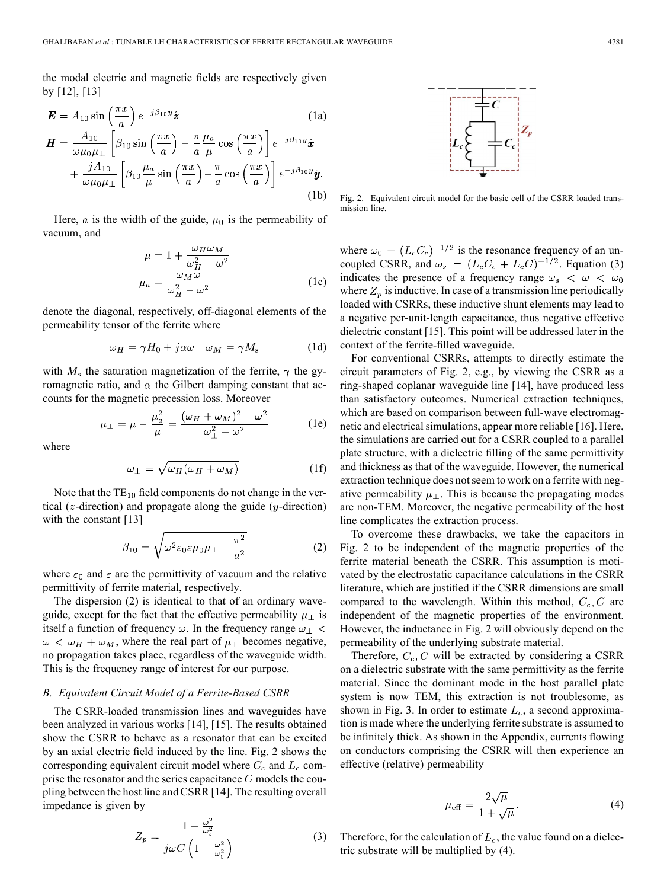the modal electric and magnetic fields are respectively given by [12], [13]

$$\boldsymbol{E} = A_{10} \sin\left(\frac{\pi x}{a}\right) e^{-j\beta_{10} y} \hat{\boldsymbol{z}} \tag{1a}$$

$$\boldsymbol{H} = \frac{A_{10}}{\omega \mu_0 \mu_\perp} \left[\beta_{10} \sin\left(\frac{\pi x}{a}\right) - \frac{\pi}{a} \frac{\mu_a}{\mu} \cos\left(\frac{\pi x}{a}\right)\right] e^{-j\beta_{10} y} \hat{\boldsymbol{x}} + \frac{jA_{10}}{\omega \mu_0 \mu_\perp} \left[\beta_{10} \frac{\mu_a}{\mu} \sin\left(\frac{\pi x}{a}\right) - \frac{\pi}{a} \cos\left(\frac{\pi x}{a}\right)\right] e^{-j\beta_{10} y} \hat{\boldsymbol{y}}. \tag{1b}$$

Here, $a$ is the width of the guide, $\mu_0$ is the permeability of vacuum, and

$$\mu = 1 + \frac{\omega_H \omega_M}{\omega_H^2 - \omega^2}$$
$$\mu_a = \frac{\omega_M \omega}{\omega_H^2 - \omega^2} \tag{1c}$$

denote the diagonal, respectively, off-diagonal elements of the permeability tensor of the ferrite where

$$\omega_H = \gamma H_0 + j\alpha\omega \quad \omega_M = \gamma M_s \tag{1d}$$

with $M_s$ the saturation magnetization of the ferrite, $\gamma$ the gyromagnetic ratio, and $\alpha$ the Gilbert damping constant that accounts for the magnetic precession loss. Moreover

$$\mu_\perp = \mu - \frac{\mu_a^2}{\mu} = \frac{(\omega_H + \omega_M)^2 - \omega^2}{\omega_\perp^2 - \omega^2} \tag{1e}$$

where

$$\omega_\perp = \sqrt{\omega_H(\omega_H + \omega_M)}. \tag{1f}$$

Note that the $TE_{10}$ field components do not change in the vertical ($z$-direction) and propagate along the guide ($y$-direction) with the constant [13]

$$\beta_{10} = \sqrt{\omega^2 \varepsilon_0 \varepsilon \mu_0 \mu_\perp - \frac{\pi^2}{a^2}} \tag{2}$$

where $\varepsilon_0$ and $\varepsilon$ are the permittivity of vacuum and the relative permittivity of ferrite material, respectively.

The dispersion (2) is identical to that of an ordinary waveguide, except for the fact that the effective permeability $\mu_\perp$ is itself a function of frequency $\omega$. In the frequency range $\omega_\perp < \omega < \omega_H + \omega_M$, where the real part of $\mu_\perp$ becomes negative, no propagation takes place, regardless of the waveguide width. This is the frequency range of interest for our purpose.

### B. Equivalent Circuit Model of a Ferrite-Based CSRR

The CSRR-loaded transmission lines and waveguides have been analyzed in various works [14], [15]. The results obtained show the CSRR to behave as a resonator that can be excited by an axial electric field induced by the line. Fig. 2 shows the corresponding equivalent circuit model where $C_c$ and $L_c$ comprise the resonator and the series capacitance $C$ models the coupling between the host line and CSRR [14]. The resulting overall impedance is given by

$$Z_p = \frac{1 - \frac{\omega^2}{\omega_s^2}}{j\omega C\left(1 - \frac{\omega^2}{\omega_0^2}\right)} \tag{3}$$

Fig. 2. Equivalent circuit model for the basic cell of the CSRR loaded transmission line.

where $\omega_0 = (L_c C_c)^{-1/2}$ is the resonance frequency of an uncoupled CSRR, and $\omega_s = (L_c C_c + L_c C)^{-1/2}$. Equation (3) indicates the presence of a frequency range $\omega_s < \omega < \omega_0$ where $Z_p$ is inductive. In case of a transmission line periodically loaded with CSRRs, these inductive shunt elements may lead to a negative per-unit-length capacitance, thus negative effective dielectric constant [15]. This point will be addressed later in the context of the ferrite-filled waveguide.

For conventional CSRRs, attempts to directly estimate the circuit parameters of Fig. 2, e.g., by viewing the CSRR as a ring-shaped coplanar waveguide line [14], have produced less than satisfactory outcomes. Numerical extraction techniques, which are based on comparison between full-wave electromagnetic and electrical simulations, appear more reliable [16]. Here, the simulations are carried out for a CSRR coupled to a parallel plate structure, with a dielectric filling of the same permittivity and thickness as that of the waveguide. However, the numerical extraction technique does not seem to work on a ferrite with negative permeability $\mu_\perp$. This is because the propagating modes are non-TEM. Moreover, the negative permeability of the host line complicates the extraction process.

To overcome these drawbacks, we take the capacitors in Fig. 2 to be independent of the magnetic properties of the ferrite material beneath the CSRR. This assumption is motivated by the electrostatic capacitance calculations in the CSRR literature, which are justified if the CSRR dimensions are small compared to the wavelength. Within this method, $C_c, C$ are independent of the magnetic properties of the environment. However, the inductance in Fig. 2 will obviously depend on the permeability of the underlying substrate material.

Therefore, $C_c, C$ will be extracted by considering a CSRR on a dielectric substrate with the same permittivity as the ferrite material. Since the dominant mode in the host parallel plate system is now TEM, this extraction is not troublesome, as shown in Fig. 3. In order to estimate $L_c$, a second approximation is made where the underlying ferrite substrate is assumed to be infinitely thick. As shown in the Appendix, currents flowing on conductors comprising the CSRR will then experience an effective (relative) permeability

$$\mu_{\text{eff}} = \frac{2\sqrt{\mu}}{1 + \sqrt{\mu}}. \tag{4}$$

Therefore, for the calculation of $L_c$, the value found on a dielectric substrate will be multiplied by (4).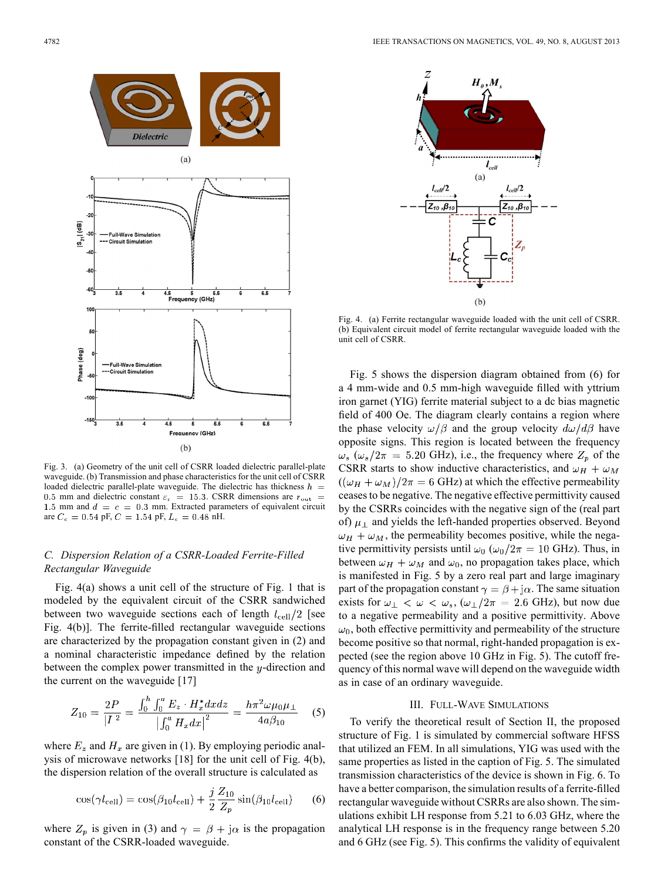Fig. 3. (a) Geometry of the unit cell of CSRR loaded dielectric parallel-plate waveguide. (b) Transmission and phase characteristics for the unit cell of CSRR loaded dielectric parallel-plate waveguide. The dielectric has thickness $h = 0.5$ mm and dielectric constant $\varepsilon_r = 15.3$. CSRR dimensions are $r_{out} = 1.5$ mm and $d = c = 0.3$ mm. Extracted parameters of equivalent circuit are $C_c = 0.54$ pF, $C = 1.54$ pF, $L_c = 0.48$ nH.

### C. Dispersion Relation of a CSRR-Loaded Ferrite-Filled Rectangular Waveguide

Fig. 4(a) shows a unit cell of the structure of Fig. 1 that is modeled by the equivalent circuit of the CSRR sandwiched between two waveguide sections each of length $l_{\rm cell}/2$ [see Fig. 4(b)]. The ferrite-filled rectangular waveguide sections are characterized by the propagation constant given in (2) and a nominal characteristic impedance defined by the relation between the complex power transmitted in the $y$-direction and the current on the waveguide [17]

$$Z_{10} = \frac{2P}{|I|^2} = \frac{\int_0^h \int_0^a E_z \cdot H_x^* dx dz}{\left|\int_0^a H_x dx\right|^2} = \frac{h\pi^2 \omega \mu_0 \mu_\perp}{4a\beta_{10}} \tag{5}$$

where $E_z$ and $H_x$ are given in (1). By employing periodic analysis of microwave networks [18] for the unit cell of Fig. 4(b), the dispersion relation of the overall structure is calculated as

$$\cos(\gamma l_{\rm cell}) = \cos(\beta_{10} l_{\rm cell}) + \frac{j}{2}\frac{Z_{10}}{Z_p}\sin(\beta_{10} l_{\rm cell}) \tag{6}$$

where $Z_p$ is given in (3) and $\gamma = \beta + j\alpha$ is the propagation constant of the CSRR-loaded waveguide.

Fig. 4. (a) Ferrite rectangular waveguide loaded with the unit cell of CSRR. (b) Equivalent circuit model of ferrite rectangular waveguide loaded with the unit cell of CSRR.

Fig. 5 shows the dispersion diagram obtained from (6) for a 4 mm-wide and 0.5 mm-high waveguide filled with yttrium iron garnet (YIG) ferrite material subject to a dc bias magnetic field of 400 Oe. The diagram clearly contains a region where the phase velocity $\omega/\beta$ and the group velocity $d\omega/d\beta$ have opposite signs. This region is located between the frequency $\omega_s$ ($\omega_s/2\pi = 5.20$ GHz), i.e., the frequency where $Z_p$ of the CSRR starts to show inductive characteristics, and $\omega_H + \omega_M$ ($(\omega_H + \omega_M)/2\pi = 6$ GHz) at which the effective permeability ceases to be negative. The negative effective permittivity caused by the CSRRs coincides with the negative sign of (the real part of) $\mu_\perp$ and yields the left-handed properties observed. Beyond $\omega_H + \omega_M$, the permeability becomes positive, while the negative permittivity persists until $\omega_0$ ($\omega_0/2\pi = 10$ GHz). Thus, in between $\omega_H + \omega_M$ and $\omega_0$, no propagation takes place, which is manifested in Fig. 5 by a zero real part and large imaginary part of the propagation constant $\gamma = \beta + j\alpha$. The same situation exists for $\omega_\perp < \omega < \omega_s$, ($\omega_\perp/2\pi = 2.6$ GHz), but now due to a negative permeability and a positive permittivity. Above $\omega_0$, both effective permittivity and permeability of the structure become positive so that normal, right-handed propagation is expected (see the region above 10 GHz in Fig. 5). The cutoff frequency of this normal wave will depend on the waveguide width as in case of an ordinary waveguide.

## III. Full-Wave Simulations

To verify the theoretical result of Section II, the proposed structure of Fig. 1 is simulated by commercial software HFSS that utilized an FEM. In all simulations, YIG was used with the same properties as listed in the caption of Fig. 5. The simulated transmission characteristics of the device is shown in Fig. 6. To have a better comparison, the simulation results of a ferrite-filled rectangular waveguide without CSRRs are also shown. The simulations exhibit LH response from 5.21 to 6.03 GHz, where the analytical LH response is in the frequency range between 5.20 and 6 GHz (see Fig. 5). This confirms the validity of equivalent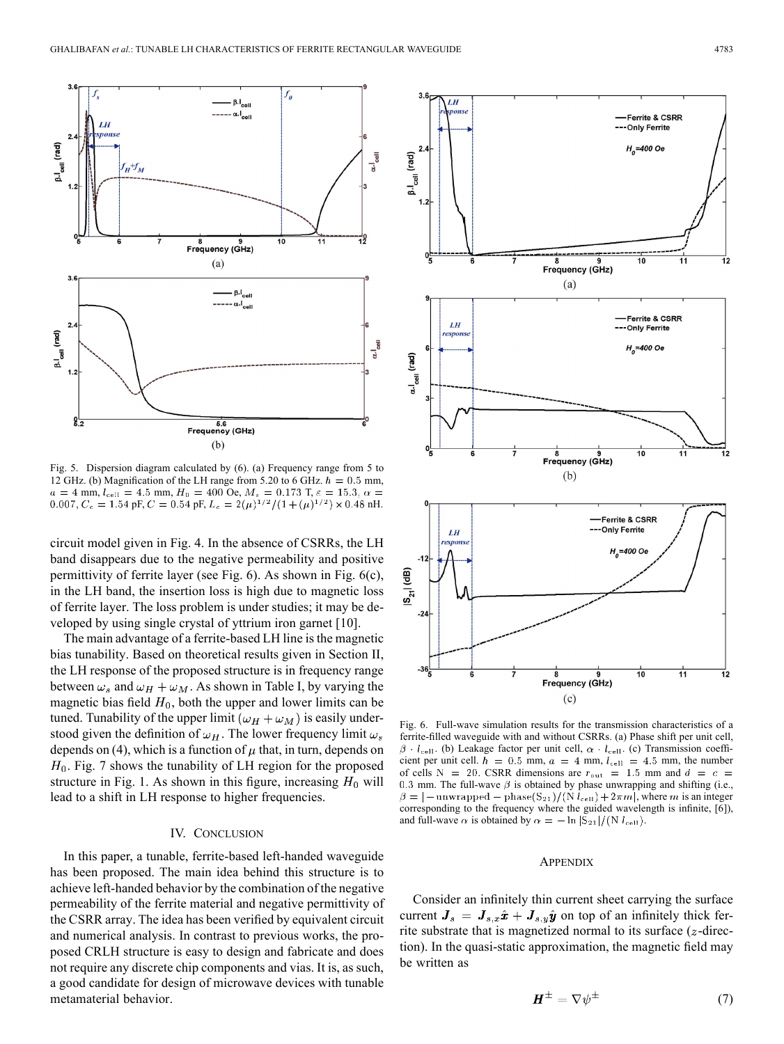Fig. 5. Dispersion diagram calculated by (6). (a) Frequency range from 5 to 12 GHz. (b) Magnification of the LH range from 5.20 to 6 GHz. $h = 0.5$ mm, $a = 4$ mm, $l_{\rm cell} = 4.5$ mm, $H_0 = 400$ Oe, $M_s = 0.173$ T, $\varepsilon = 15.3$, $\alpha = 0.007$, $C_c = 1.54$ pF, $C = 0.54$ pF, $L_c = 2(\mu)^{1/2}/(1+(\mu)^{1/2}) \times 0.48$ nH.

circuit model given in Fig. 4. In the absence of CSRRs, the LH band disappears due to the negative permeability and positive permittivity of ferrite layer (see Fig. 6). As shown in Fig. 6(c), in the LH band, the insertion loss is high due to magnetic loss of ferrite layer. The loss problem is under studies; it may be developed by using single crystal of yttrium iron garnet [10].

The main advantage of a ferrite-based LH line is the magnetic bias tunability. Based on theoretical results given in Section II, the LH response of the proposed structure is in frequency range between $\omega_s$ and $\omega_H + \omega_M$. As shown in Table I, by varying the magnetic bias field $H_0$, both the upper and lower limits can be tuned. Tunability of the upper limit $(\omega_H + \omega_M)$ is easily understood given the definition of $\omega_H$. The lower frequency limit $\omega_s$ depends on (4), which is a function of $\mu$ that, in turn, depends on $H_0$. Fig. 7 shows the tunability of LH region for the proposed structure in Fig. 1. As shown in this figure, increasing $H_0$ will lead to a shift in LH response to higher frequencies.

## IV. Conclusion

In this paper, a tunable, ferrite-based left-handed waveguide has been proposed. The main idea behind this structure is to achieve left-handed behavior by the combination of the negative permeability of the ferrite material and negative permittivity of the CSRR array. The idea has been verified by equivalent circuit and numerical analysis. In contrast to previous works, the proposed CRLH structure is easy to design and fabricate and does not require any discrete chip components and vias. It is, as such, a good candidate for design of microwave devices with tunable metamaterial behavior.

Fig. 6. Full-wave simulation results for the transmission characteristics of a ferrite-filled waveguide with and without CSRRs. (a) Phase shift per unit cell, $\beta \cdot l_{\rm cell}$. (b) Leakage factor per unit cell, $\alpha \cdot l_{\rm cell}$. (c) Transmission coefficient per unit cell. $h = 0.5$ mm, $a = 4$ mm, $l_{\rm cell} = 4.5$ mm, the number of cells $N = 20$. CSRR dimensions are $r_{\rm out} = 1.5$ mm and $d = c = 0.3$ mm. The full-wave $\beta$ is obtained by phase unwrapping and shifting (i.e., $\beta = |-\text{unwrapped} - \text{phase}(S_{21})/(N\, l_{\rm cell}) + 2\pi m|$, where $m$ is an integer corresponding to the frequency where the guided wavelength is infinite, [6]), and full-wave $\alpha$ is obtained by $\alpha = -\ln|S_{21}|/(N\, l_{\rm cell})$.

## Appendix

Consider an infinitely thin current sheet carrying the surface current $\boldsymbol{J}_s = \boldsymbol{J}_{s,x}\hat{\boldsymbol{x}} + \boldsymbol{J}_{s,y}\hat{\boldsymbol{y}}$ on top of an infinitely thick ferrite substrate that is magnetized normal to its surface ($z$-direction). In the quasi-static approximation, the magnetic field may be written as

$$\boldsymbol{H}^{\pm} = \nabla\psi^{\pm} \tag{7}$$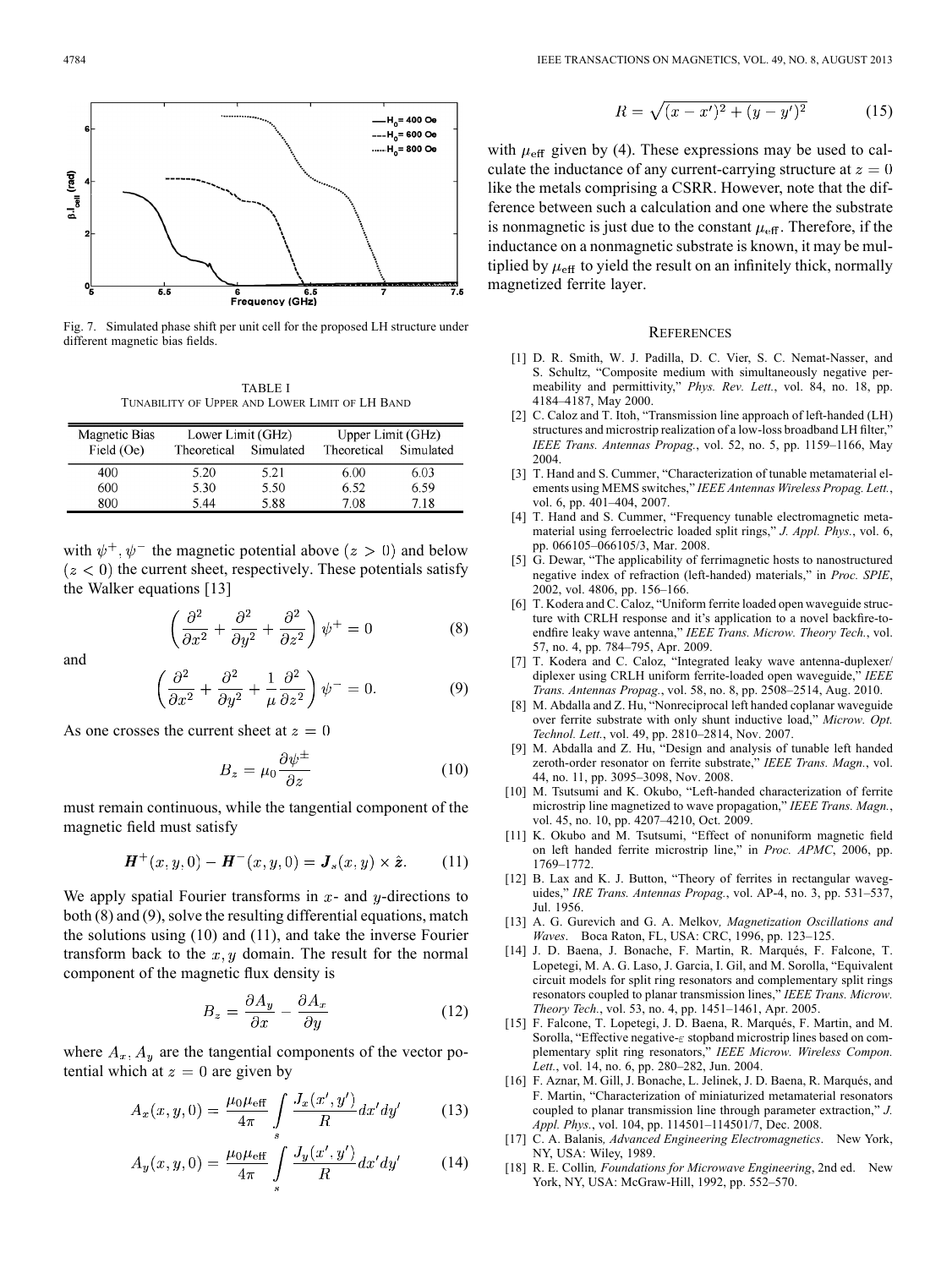Frequency (GHz)

$\beta_{\cdot} l_{cell}$ (rad)

— $H_0$= 400 Oe
--- $H_0$= 600 Oe
..... $H_0$= 800 Oe

5 5.5 6 6.5 7 7.5

0 2 4 6

Fig. 7. Simulated phase shift per unit cell for the proposed LH structure under different magnetic bias fields.

TABLE I
TUNABILITY OF UPPER AND LOWER LIMIT OF LH BAND

| Magnetic Bias Field (Oe) | Lower Limit (GHz) | | Upper Limit (GHz) | |
|---|---|---|---|---|
| | Theoretical | Simulated | Theoretical | Simulated |
| 400 | 5.20 | 5.21 | 6.00 | 6.03 |
| 600 | 5.30 | 5.50 | 6.52 | 6.59 |
| 800 | 5.44 | 5.88 | 7.08 | 7.18 |

with $\psi^+, \psi^-$ the magnetic potential above $(z > 0)$ and below $(z < 0)$ the current sheet, respectively. These potentials satisfy the Walker equations [13]

$$\left(\frac{\partial^2}{\partial x^2} + \frac{\partial^2}{\partial y^2} + \frac{\partial^2}{\partial z^2}\right)\psi^+ = 0 \tag{8}$$

and

$$\left(\frac{\partial^2}{\partial x^2} + \frac{\partial^2}{\partial y^2} + \frac{1}{\mu}\frac{\partial^2}{\partial z^2}\right)\psi^- = 0. \tag{9}$$

As one crosses the current sheet at $z = 0$

$$B_z = \mu_0 \frac{\partial \psi^{\pm}}{\partial z} \tag{10}$$

must remain continuous, while the tangential component of the magnetic field must satisfy

$$\boldsymbol{H}^+(x, y, 0) - \boldsymbol{H}^-(x, y, 0) = \boldsymbol{J}_s(x, y) \times \hat{\boldsymbol{z}}. \tag{11}$$

We apply spatial Fourier transforms in $x$- and $y$-directions to both (8) and (9), solve the resulting differential equations, match the solutions using (10) and (11), and take the inverse Fourier transform back to the $x, y$ domain. The result for the normal component of the magnetic flux density is

$$B_z = \frac{\partial A_y}{\partial x} - \frac{\partial A_x}{\partial y} \tag{12}$$

where $A_x, A_y$ are the tangential components of the vector potential which at $z = 0$ are given by

$$A_x(x, y, 0) = \frac{\mu_0 \mu_{\text{eff}}}{4\pi} \int_s \frac{J_x(x', y')}{R} dx' dy' \tag{13}$$

$$A_y(x, y, 0) = \frac{\mu_0 \mu_{\text{eff}}}{4\pi} \int_s \frac{J_y(x', y')}{R} dx' dy' \tag{14}$$

$$R = \sqrt{(x - x')^2 + (y - y')^2} \tag{15}$$

with $\mu_{\text{eff}}$ given by (4). These expressions may be used to calculate the inductance of any current-carrying structure at $z = 0$ like the metals comprising a CSRR. However, note that the difference between such a calculation and one where the substrate is nonmagnetic is just due to the constant $\mu_{\text{eff}}$. Therefore, if the inductance on a nonmagnetic substrate is known, it may be multiplied by $\mu_{\text{eff}}$ to yield the result on an infinitely thick, normally magnetized ferrite layer.

## REFERENCES

[1] D. R. Smith, W. J. Padilla, D. C. Vier, S. C. Nemat-Nasser, and S. Schultz, "Composite medium with simultaneously negative permeability and permittivity," *Phys. Rev. Lett.*, vol. 84, no. 18, pp. 4184–4187, May 2000.

[2] C. Caloz and T. Itoh, "Transmission line approach of left-handed (LH) structures and microstrip realization of a low-loss broadband LH filter," *IEEE Trans. Antennas Propag.*, vol. 52, no. 5, pp. 1159–1166, May 2004.

[3] T. Hand and S. Cummer, "Characterization of tunable metamaterial elements using MEMS switches," *IEEE Antennas Wireless Propag. Lett.*, vol. 6, pp. 401–404, 2007.

[4] T. Hand and S. Cummer, "Frequency tunable electromagnetic metamaterial using ferroelectric loaded split rings," *J. Appl. Phys.*, vol. 6, pp. 066105–066105/3, Mar. 2008.

[5] G. Dewar, "The applicability of ferrimagnetic hosts to nanostructured negative index of refraction (left-handed) materials," in *Proc. SPIE*, 2002, vol. 4806, pp. 156–166.

[6] T. Kodera and C. Caloz, "Uniform ferrite loaded open waveguide structure with CRLH response and it's application to a novel backfire-to-endfire leaky wave antenna," *IEEE Trans. Microw. Theory Tech.*, vol. 57, no. 4, pp. 784–795, Apr. 2009.

[7] T. Kodera and C. Caloz, "Integrated leaky wave antenna-duplexer/diplexer using CRLH uniform ferrite-loaded open waveguide," *IEEE Trans. Antennas Propag.*, vol. 58, no. 8, pp. 2508–2514, Aug. 2010.

[8] M. Abdalla and Z. Hu, "Nonreciprocal left handed coplanar waveguide over ferrite substrate with only shunt inductive load," *Microw. Opt. Technol. Lett.*, vol. 49, pp. 2810–2814, Nov. 2007.

[9] M. Abdalla and Z. Hu, "Design and analysis of tunable left handed zeroth-order resonator on ferrite substrate," *IEEE Trans. Magn.*, vol. 44, no. 11, pp. 3095–3098, Nov. 2008.

[10] M. Tsutsumi and K. Okubo, "Left-handed characterization of ferrite microstrip line magnetized to wave propagation," *IEEE Trans. Magn.*, vol. 45, no. 10, pp. 4207–4210, Oct. 2009.

[11] K. Okubo and M. Tsutsumi, "Effect of nonuniform magnetic field on left handed ferrite microstrip line," in *Proc. APMC*, 2006, pp. 1769–1772.

[12] B. Lax and K. J. Button, "Theory of ferrites in rectangular waveguides," *IRE Trans. Antennas Propag.*, vol. AP-4, no. 3, pp. 531–537, Jul. 1956.

[13] A. G. Gurevich and G. A. Melkov, *Magnetization Oscillations and Waves*. Boca Raton, FL, USA: CRC, 1996, pp. 123–125.

[14] J. D. Baena, J. Bonache, F. Martin, R. Marqués, F. Falcone, T. Lopetegi, M. A. G. Laso, J. Garcia, I. Gil, and M. Sorolla, "Equivalent circuit models for split ring resonators and complementary split rings resonators coupled to planar transmission lines," *IEEE Trans. Microw. Theory Tech.*, vol. 53, no. 4, pp. 1451–1461, Apr. 2005.

[15] F. Falcone, T. Lopetegi, J. D. Baena, R. Marqués, F. Martin, and M. Sorolla, "Effective negative-$\varepsilon$ stopband microstrip lines based on complementary split ring resonators," *IEEE Microw. Wireless Compon. Lett.*, vol. 14, no. 6, pp. 280–282, Jun. 2004.

[16] F. Aznar, M. Gill, J. Bonache, L. Jelinek, J. D. Baena, R. Marqués, and F. Martin, "Characterization of miniaturized metamaterial resonators coupled to planar transmission line through parameter extraction," *J. Appl. Phys.*, vol. 104, pp. 114501–114501/7, Dec. 2008.

[17] C. A. Balanis, *Advanced Engineering Electromagnetics*. New York, NY, USA: Wiley, 1989.

[18] R. E. Collin, *Foundations for Microwave Engineering*, 2nd ed. New York, NY, USA: McGraw-Hill, 1992, pp. 552–570.